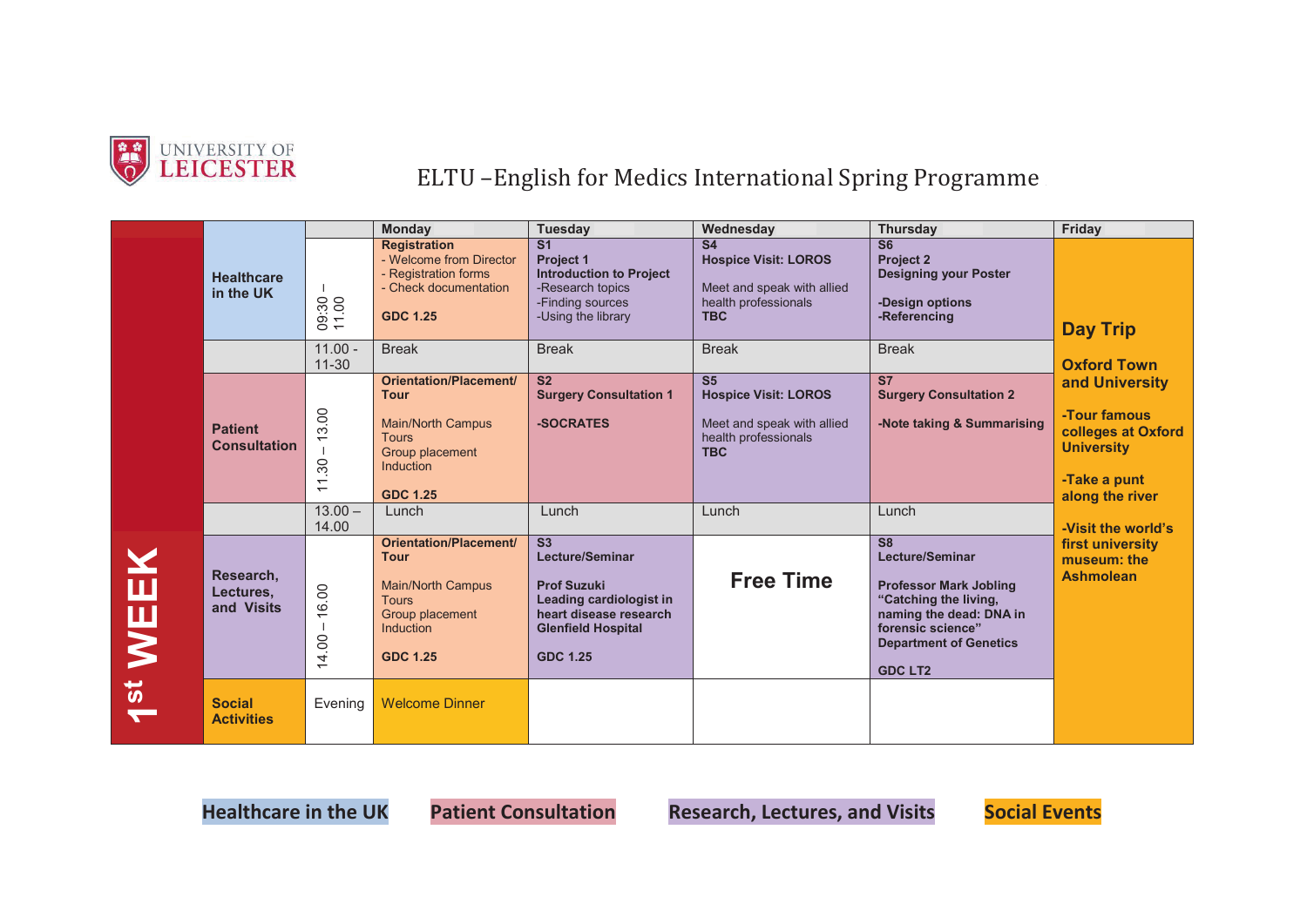UNIVERSITY OF LEICESTER

# ELTU –English for Medics International Spring Programme

**1st WEEK**

| Category | Time | Monday | Tuesday | Wednesday | Thursday | Friday |
|---|---|---|---|---|---|---|
| **Healthcare in the UK** | 09:30 – 11.00 | **Registration**<br>- Welcome from Director<br>- Registration forms<br>- Check documentation<br><br>**GDC 1.25** | **S1**<br>**Project 1**<br>**Introduction to Project**<br>-Research topics<br>-Finding sources<br>-Using the library | **S4**<br>**Hospice Visit: LOROS**<br><br>Meet and speak with allied health professionals<br>**TBC** | **S6**<br>**Project 2**<br>**Designing your Poster**<br><br>**-Design options**<br>**-Referencing** | **Day Trip**<br><br>**Oxford Town and University**<br><br>**-Tour famous colleges at Oxford University**<br><br>**-Take a punt along the river**<br><br>**-Visit the world's first university museum: the Ashmolean** |
| | 11.00 - 11-30 | Break | Break | Break | Break | |
| **Patient Consultation** | 11.30 – 13.00 | **Orientation/Placement/ Tour**<br><br>Main/North Campus Tours<br>Group placement<br>Induction<br><br>**GDC 1.25** | **S2**<br>**Surgery Consultation 1**<br><br>**-SOCRATES** | **S5**<br>**Hospice Visit: LOROS**<br><br>Meet and speak with allied health professionals<br>**TBC** | **S7**<br>**Surgery Consultation 2**<br><br>**-Note taking & Summarising** | |
| | 13.00 – 14.00 | Lunch | Lunch | Lunch | Lunch | |
| **Research, Lectures, and Visits** | 14.00 – 16.00 | **Orientation/Placement/ Tour**<br><br>Main/North Campus Tours<br>Group placement<br>Induction<br><br>**GDC 1.25** | **S3**<br>**Lecture/Seminar**<br><br>**Prof Suzuki**<br>**Leading cardiologist in heart disease research**<br>**Glenfield Hospital**<br><br>**GDC 1.25** | **Free Time** | **S8**<br>**Lecture/Seminar**<br><br>**Professor Mark Jobling**<br>**"Catching the living, naming the dead: DNA in forensic science"**<br>**Department of Genetics**<br><br>**GDC LT2** | |
| **Social Activities** | Evening | Welcome Dinner | | | | |

**Healthcare in the UK** | **Patient Consultation** | **Research, Lectures, and Visits** | **Social Events**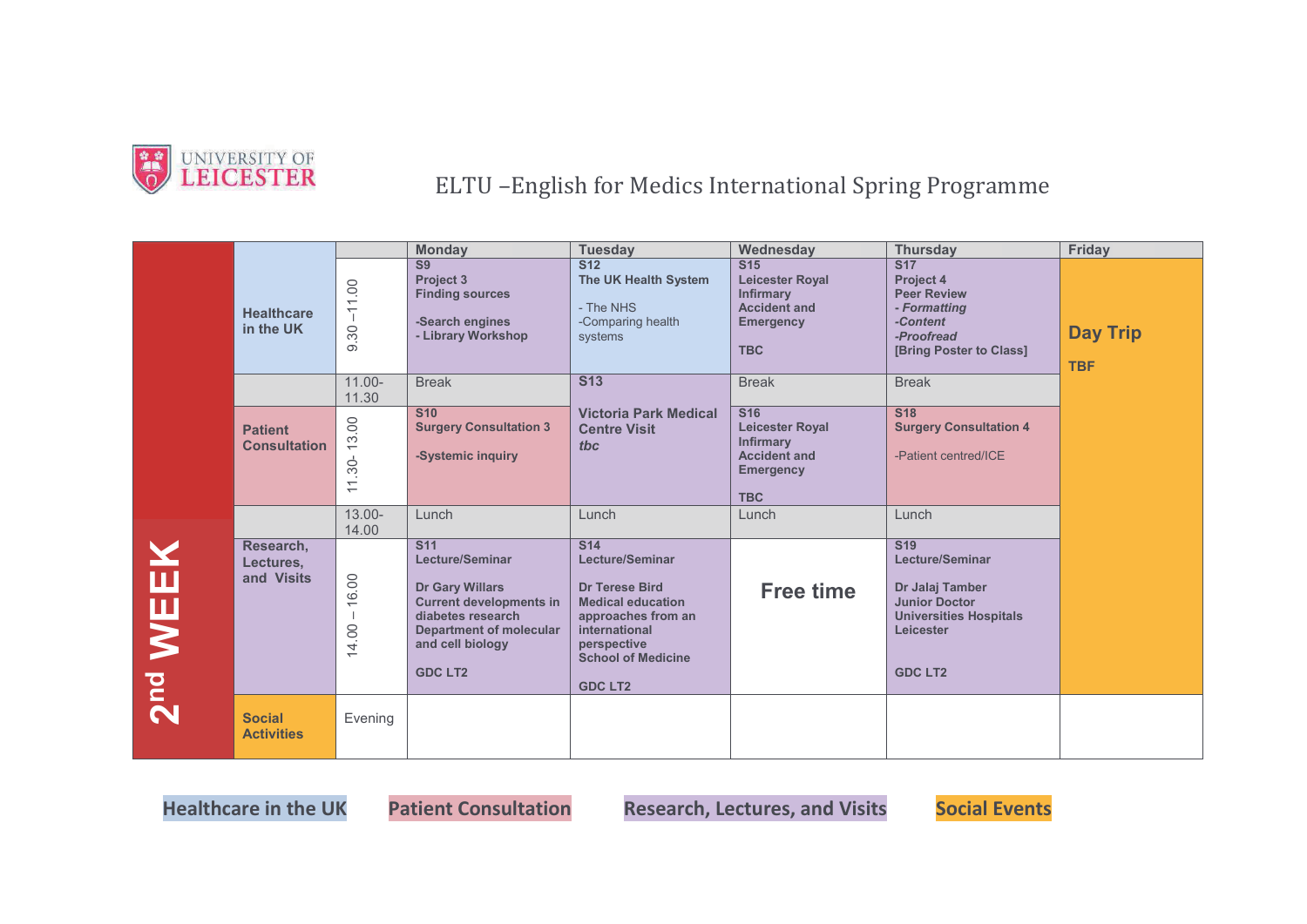UNIVERSITY OF LEICESTER

# ELTU –English for Medics International Spring Programme

## 2nd WEEK

| | | Monday | Tuesday | Wednesday | Thursday | Friday |
|---|---|---|---|---|---|---|
| **Healthcare in the UK** | 9.30 –11.00 | **S9** **Project 3** **Finding sources** **-Search engines** **- Library Workshop** | **S12** **The UK Health System** - The NHS -Comparing health systems | **S15** **Leicester Royal Infirmary Accident and Emergency** **TBC** | **S17** **Project 4** **Peer Review** ***- Formatting*** ***-Content*** ***-Proofread*** **[Bring Poster to Class]** | **Day Trip** **TBF** |
| | 11.00-11.30 | Break | **S13** **Victoria Park Medical Centre Visit** ***tbc*** | Break | Break | |
| **Patient Consultation** | 11.30- 13.00 | **S10** **Surgery Consultation 3** **-Systemic inquiry** | | **S16** **Leicester Royal Infirmary Accident and Emergency** **TBC** | **S18** **Surgery Consultation 4** -Patient centred/ICE | |
| | 13.00-14.00 | Lunch | Lunch | Lunch | Lunch | |
| **Research, Lectures, and Visits** | 14.00 – 16.00 | **S11** **Lecture/Seminar** **Dr Gary Willars** **Current developments in diabetes research** **Department of molecular and cell biology** **GDC LT2** | **S14** **Lecture/Seminar** **Dr Terese Bird** **Medical education approaches from an international perspective** **School of Medicine** **GDC LT2** | **Free time** | **S19** **Lecture/Seminar** **Dr Jalaj Tamber** **Junior Doctor** **Universities Hospitals Leicester** **GDC LT2** | |
| **Social Activities** | Evening | | | | | |

**Healthcare in the UK** **Patient Consultation** **Research, Lectures, and Visits** **Social Events**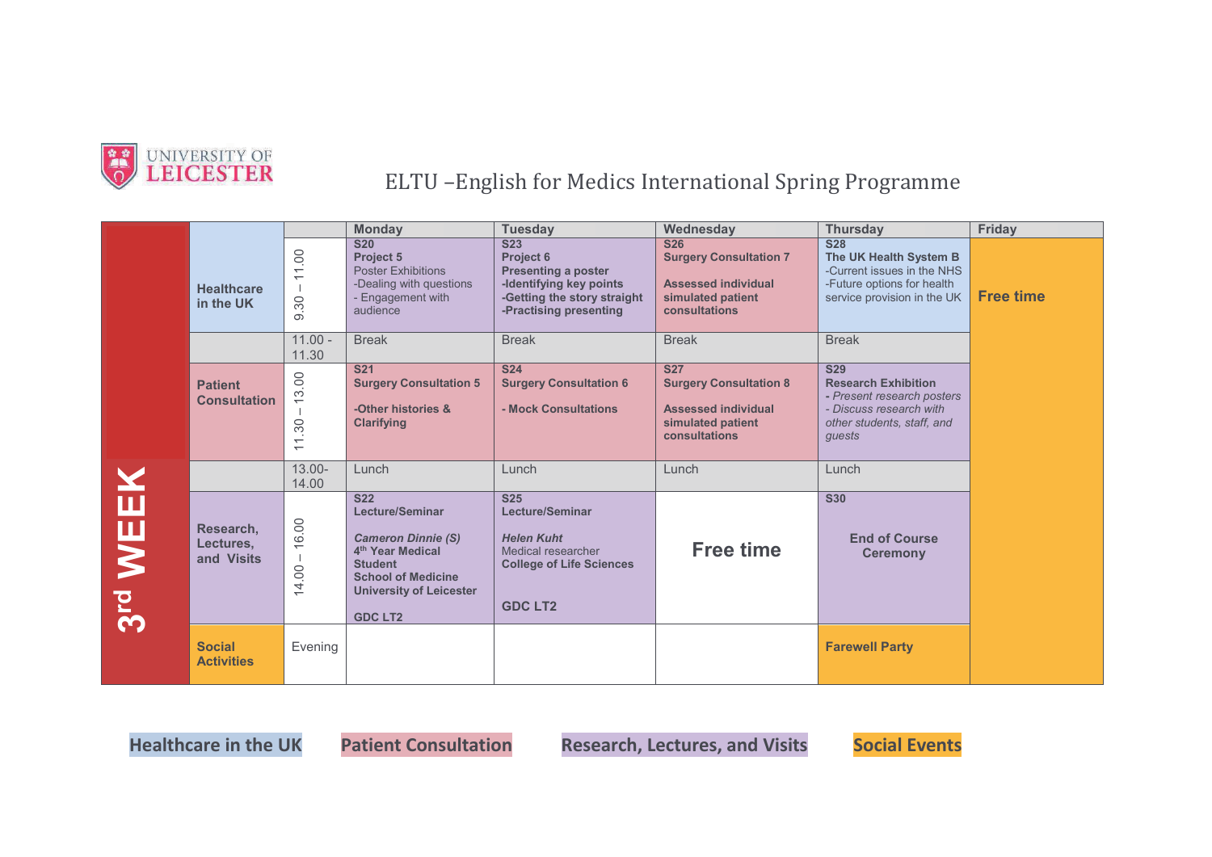UNIVERSITY OF LEICESTER

# ELTU –English for Medics International Spring Programme

| 3rd WEEK | | | Monday | Tuesday | Wednesday | Thursday | Friday |
|---|---|---|---|---|---|---|---|
| | Healthcare in the UK | 9.30 – 11.00 | **S20** **Project 5** Poster Exhibitions -Dealing with questions - Engagement with audience | **S23** **Project 6** **Presenting a poster** **-Identifying key points** **-Getting the story straight** **-Practising presenting** | **S26** **Surgery Consultation 7** **Assessed individual simulated patient consultations** | **S28** **The UK Health System B** -Current issues in the NHS -Future options for health service provision in the UK | **Free time** |
| | | 11.00 - 11.30 | Break | Break | Break | Break | |
| | Patient Consultation | 11.30 – 13.00 | **S21** **Surgery Consultation 5** **-Other histories & Clarifying** | **S24** **Surgery Consultation 6** **- Mock Consultations** | **S27** **Surgery Consultation 8** **Assessed individual simulated patient consultations** | **S29** **Research Exhibition** *- Present research posters* *- Discuss research with other students, staff, and guests* | |
| | | 13.00-14.00 | Lunch | Lunch | Lunch | Lunch | |
| | Research, Lectures, and Visits | 14.00 – 16.00 | **S22** **Lecture/Seminar** ***Cameron Dinnie (S)*** **4th Year Medical Student** **School of Medicine** **University of Leicester** **GDC LT2** | **S25** **Lecture/Seminar** ***Helen Kuht*** Medical researcher **College of Life Sciences** **GDC LT2** | **Free time** | **S30** **End of Course Ceremony** | |
| | Social Activities | Evening | | | | **Farewell Party** | |

Healthcare in the UK | Patient Consultation | Research, Lectures, and Visits | Social Events